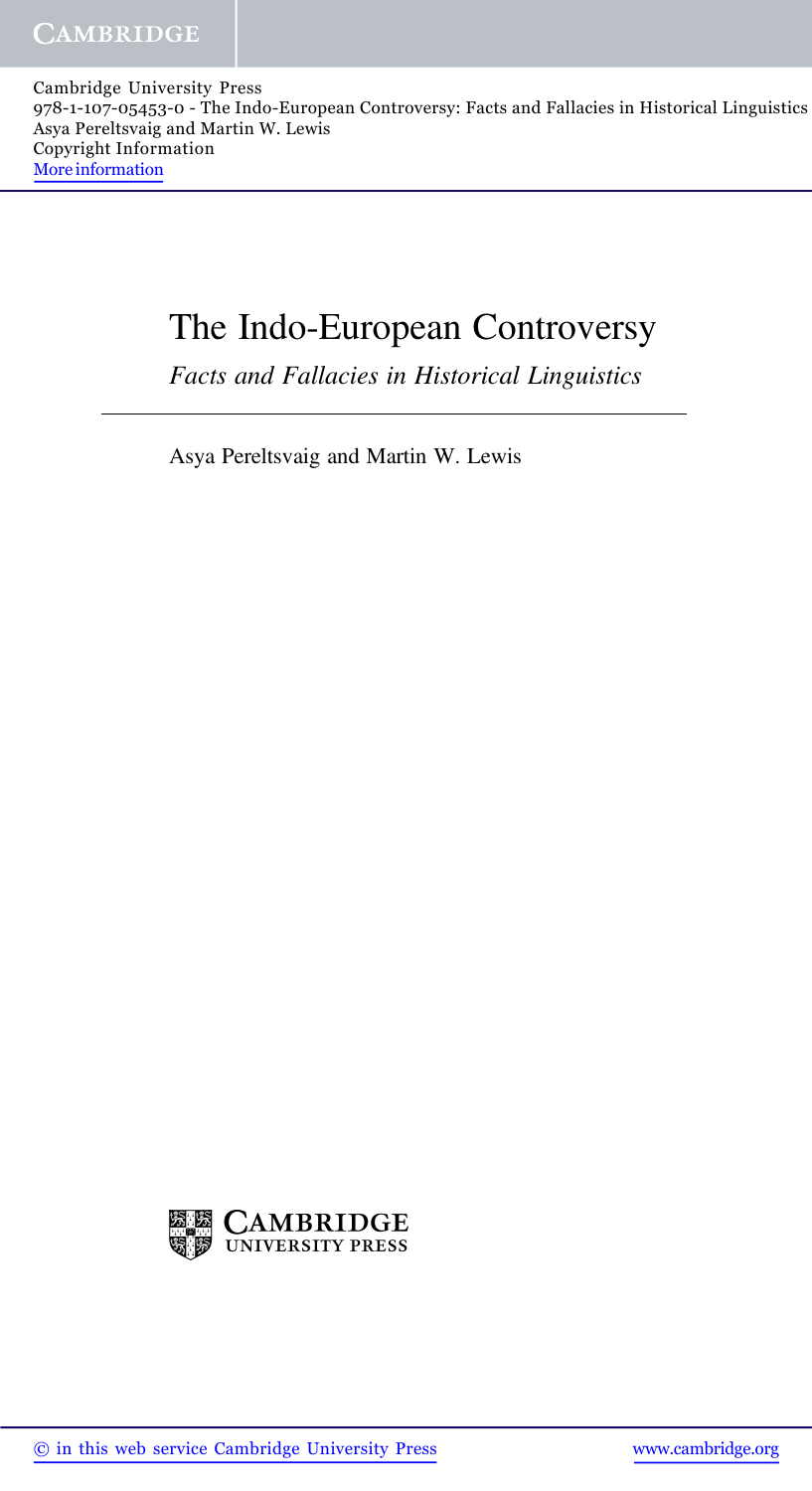Cambridge University Press
978-1-107-05453-0 - The Indo-European Controversy: Facts and Fallacies in Historical Linguistics
Asya Pereltsvaig and Martin W. Lewis
Copyright Information
More information

# The Indo-European Controversy

*Facts and Fallacies in Historical Linguistics*

Asya Pereltsvaig and Martin W. Lewis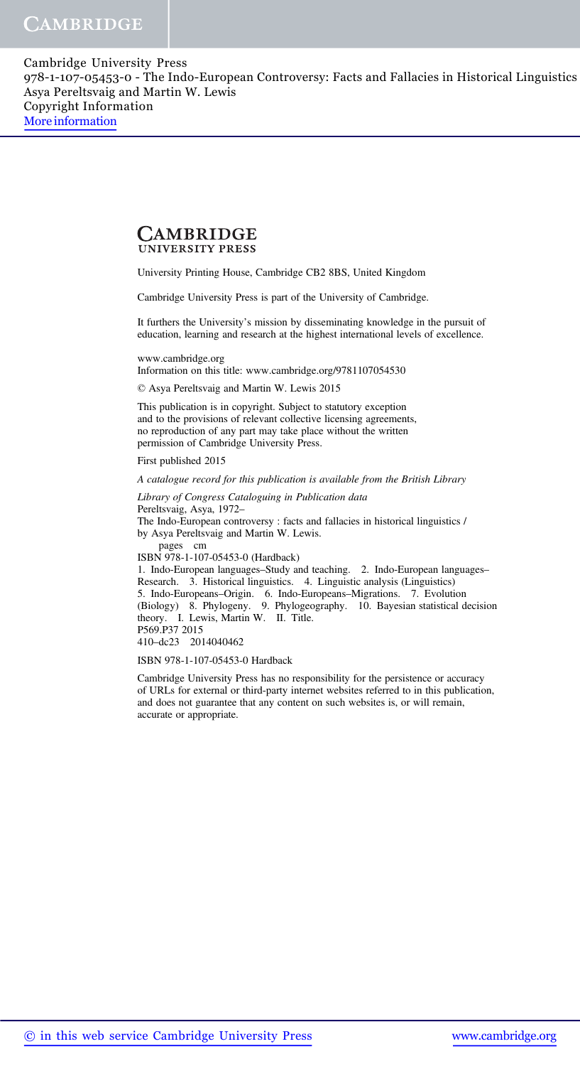**CAMBRIDGE**
UNIVERSITY PRESS

University Printing House, Cambridge CB2 8BS, United Kingdom

Cambridge University Press is part of the University of Cambridge.

It furthers the University's mission by disseminating knowledge in the pursuit of education, learning and research at the highest international levels of excellence.

www.cambridge.org
Information on this title: www.cambridge.org/9781107054530

© Asya Pereltsvaig and Martin W. Lewis 2015

This publication is in copyright. Subject to statutory exception and to the provisions of relevant collective licensing agreements, no reproduction of any part may take place without the written permission of Cambridge University Press.

First published 2015

*A catalogue record for this publication is available from the British Library*

*Library of Congress Cataloguing in Publication data*
Pereltsvaig, Asya, 1972–
The Indo-European controversy : facts and fallacies in historical linguistics /
by Asya Pereltsvaig and Martin W. Lewis.
pages cm
ISBN 978-1-107-05453-0 (Hardback)
1. Indo-European languages–Study and teaching. 2. Indo-European languages–Research. 3. Historical linguistics. 4. Linguistic analysis (Linguistics) 5. Indo-Europeans–Origin. 6. Indo-Europeans–Migrations. 7. Evolution (Biology) 8. Phylogeny. 9. Phylogeography. 10. Bayesian statistical decision theory. I. Lewis, Martin W. II. Title.
P569.P37 2015
410–dc23 2014040462

ISBN 978-1-107-05453-0 Hardback

Cambridge University Press has no responsibility for the persistence or accuracy of URLs for external or third-party internet websites referred to in this publication, and does not guarantee that any content on such websites is, or will remain, accurate or appropriate.